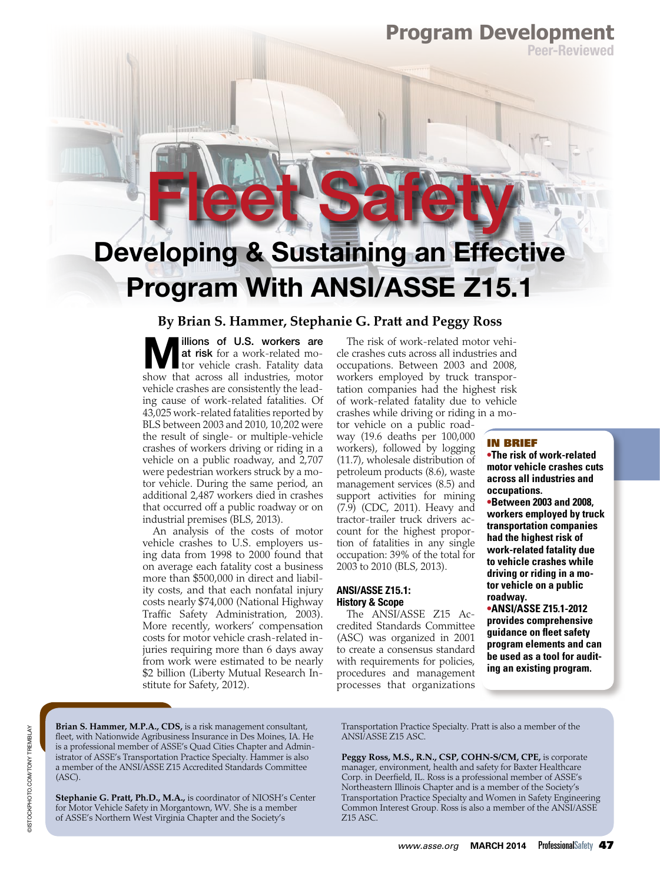Program Development

Peer-Reviewed

# Fleet Safety

## Developing & Sustaining an Effective Program With ANSI/ASSE Z15.1

**By Brian S. Hammer, Stephanie G. Pratt and Peggy Ross**

**Millions of U.S. workers are at risk** for a work-related motor vehicle crash. Fatality data show that across all industries, motor vehicle crashes are consistently the leading cause of work-related fatalities. Of 43,025 work-related fatalities reported by BLS between 2003 and 2010, 10,202 were the result of single- or multiple-vehicle crashes of workers driving or riding in a vehicle on a public roadway, and 2,707 were pedestrian workers struck by a motor vehicle. During the same period, an additional 2,487 workers died in crashes that occurred off a public roadway or on industrial premises (BLS, 2013).

An analysis of the costs of motor vehicle crashes to U.S. employers using data from 1998 to 2000 found that on average each fatality cost a business more than $500,000 in direct and liability costs, and that each nonfatal injury costs nearly $74,000 (National Highway Traffic Safety Administration, 2003). More recently, workers' compensation costs for motor vehicle crash-related injuries requiring more than 6 days away from work were estimated to be nearly $2 billion (Liberty Mutual Research Institute for Safety, 2012).

The risk of work-related motor vehicle crashes cuts across all industries and occupations. Between 2003 and 2008, workers employed by truck transportation companies had the highest risk of work-related fatality due to vehicle crashes while driving or riding in a motor vehicle on a public roadway (19.6 deaths per 100,000 workers), followed by logging (11.7), wholesale distribution of petroleum products (8.6), waste management services (8.5) and support activities for mining (7.9) (CDC, 2011). Heavy and tractor-trailer truck drivers account for the highest proportion of fatalities in any single occupation: 39% of the total for 2003 to 2010 (BLS, 2013).

### ANSI/ASSE Z15.1: History & Scope

The ANSI/ASSE Z15 Accredited Standards Committee (ASC) was organized in 2001 to create a consensus standard with requirements for policies, procedures and management processes that organizations

**IN BRIEF**

- **The risk of work-related motor vehicle crashes cuts across all industries and occupations.**
- **Between 2003 and 2008, workers employed by truck transportation companies had the highest risk of work-related fatality due to vehicle crashes while driving or riding in a motor vehicle on a public roadway.**
- **ANSI/ASSE Z15.1-2012 provides comprehensive guidance on fleet safety program elements and can be used as a tool for auditing an existing program.**

**Brian S. Hammer, M.P.A., CDS,** is a risk management consultant, fleet, with Nationwide Agribusiness Insurance in Des Moines, IA. He is a professional member of ASSE's Quad Cities Chapter and Administrator of ASSE's Transportation Practice Specialty. Hammer is also a member of the ANSI/ASSE Z15 Accredited Standards Committee (ASC).

**Stephanie G. Pratt, Ph.D., M.A.,** is coordinator of NIOSH's Center for Motor Vehicle Safety in Morgantown, WV. She is a member of ASSE's Northern West Virginia Chapter and the Society's Transportation Practice Specialty. Pratt is also a member of the ANSI/ASSE Z15 ASC.

**Peggy Ross, M.S., R.N., CSP, COHN-S/CM, CPE,** is corporate manager, environment, health and safety for Baxter Healthcare Corp. in Deerfield, IL. Ross is a professional member of ASSE's Northeastern Illinois Chapter and is a member of the Society's Transportation Practice Specialty and Women in Safety Engineering Common Interest Group. Ross is also a member of the ANSI/ASSE Z15 ASC.

©ISTOCKPHOTO.COM/TONY TREMBLAY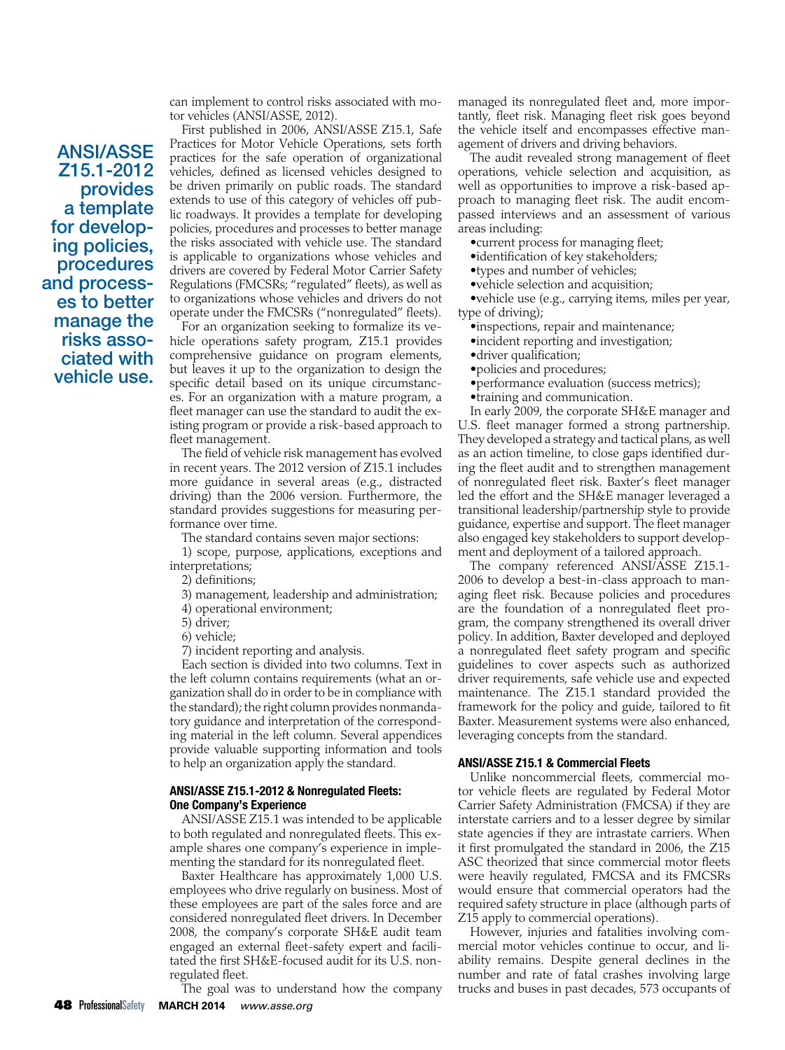can implement to control risks associated with motor vehicles (ANSI/ASSE, 2012).

First published in 2006, ANSI/ASSE Z15.1, Safe Practices for Motor Vehicle Operations, sets forth practices for the safe operation of organizational vehicles, defined as licensed vehicles designed to be driven primarily on public roads. The standard extends to use of this category of vehicles off public roadways. It provides a template for developing policies, procedures and processes to better manage the risks associated with vehicle use. The standard is applicable to organizations whose vehicles and drivers are covered by Federal Motor Carrier Safety Regulations (FMCSRs; "regulated" fleets), as well as to organizations whose vehicles and drivers do not operate under the FMCSRs ("nonregulated" fleets).

**ANSI/ASSE Z15.1-2012 provides a template for developing policies, procedures and processes to better manage the risks associated with vehicle use.**

For an organization seeking to formalize its vehicle operations safety program, Z15.1 provides comprehensive guidance on program elements, but leaves it up to the organization to design the specific detail based on its unique circumstances. For an organization with a mature program, a fleet manager can use the standard to audit the existing program or provide a risk-based approach to fleet management.

The field of vehicle risk management has evolved in recent years. The 2012 version of Z15.1 includes more guidance in several areas (e.g., distracted driving) than the 2006 version. Furthermore, the standard provides suggestions for measuring performance over time.

The standard contains seven major sections:

1) scope, purpose, applications, exceptions and interpretations;
2) definitions;
3) management, leadership and administration;
4) operational environment;
5) driver;
6) vehicle;
7) incident reporting and analysis.

Each section is divided into two columns. Text in the left column contains requirements (what an organization shall do in order to be in compliance with the standard); the right column provides nonmandatory guidance and interpretation of the corresponding material in the left column. Several appendices provide valuable supporting information and tools to help an organization apply the standard.

#### ANSI/ASSE Z15.1-2012 & Nonregulated Fleets: One Company's Experience

ANSI/ASSE Z15.1 was intended to be applicable to both regulated and nonregulated fleets. This example shares one company's experience in implementing the standard for its nonregulated fleet.

Baxter Healthcare has approximately 1,000 U.S. employees who drive regularly on business. Most of these employees are part of the sales force and are considered nonregulated fleet drivers. In December 2008, the company's corporate SH&E audit team engaged an external fleet-safety expert and facilitated the first SH&E-focused audit for its U.S. nonregulated fleet.

The goal was to understand how the company managed its nonregulated fleet and, more importantly, fleet risk. Managing fleet risk goes beyond the vehicle itself and encompasses effective management of drivers and driving behaviors.

The audit revealed strong management of fleet operations, vehicle selection and acquisition, as well as opportunities to improve a risk-based approach to managing fleet risk. The audit encompassed interviews and an assessment of various areas including:

- current process for managing fleet;
- identification of key stakeholders;
- types and number of vehicles;
- vehicle selection and acquisition;
- vehicle use (e.g., carrying items, miles per year, type of driving);
- inspections, repair and maintenance;
- incident reporting and investigation;
- driver qualification;
- policies and procedures;
- performance evaluation (success metrics);
- training and communication.

In early 2009, the corporate SH&E manager and U.S. fleet manager formed a strong partnership. They developed a strategy and tactical plans, as well as an action timeline, to close gaps identified during the fleet audit and to strengthen management of nonregulated fleet risk. Baxter's fleet manager led the effort and the SH&E manager leveraged a transitional leadership/partnership style to provide guidance, expertise and support. The fleet manager also engaged key stakeholders to support development and deployment of a tailored approach.

The company referenced ANSI/ASSE Z15.1-2006 to develop a best-in-class approach to managing fleet risk. Because policies and procedures are the foundation of a nonregulated fleet program, the company strengthened its overall driver policy. In addition, Baxter developed and deployed a nonregulated fleet safety program and specific guidelines to cover aspects such as authorized driver requirements, safe vehicle use and expected maintenance. The Z15.1 standard provided the framework for the policy and guide, tailored to fit Baxter. Measurement systems were also enhanced, leveraging concepts from the standard.

#### ANSI/ASSE Z15.1 & Commercial Fleets

Unlike noncommercial fleets, commercial motor vehicle fleets are regulated by Federal Motor Carrier Safety Administration (FMCSA) if they are interstate carriers and to a lesser degree by similar state agencies if they are intrastate carriers. When it first promulgated the standard in 2006, the Z15 ASC theorized that since commercial motor fleets were heavily regulated, FMCSA and its FMCSRs would ensure that commercial operators had the required safety structure in place (although parts of Z15 apply to commercial operations).

However, injuries and fatalities involving commercial motor vehicles continue to occur, and liability remains. Despite general declines in the number and rate of fatal crashes involving large trucks and buses in past decades, 573 occupants of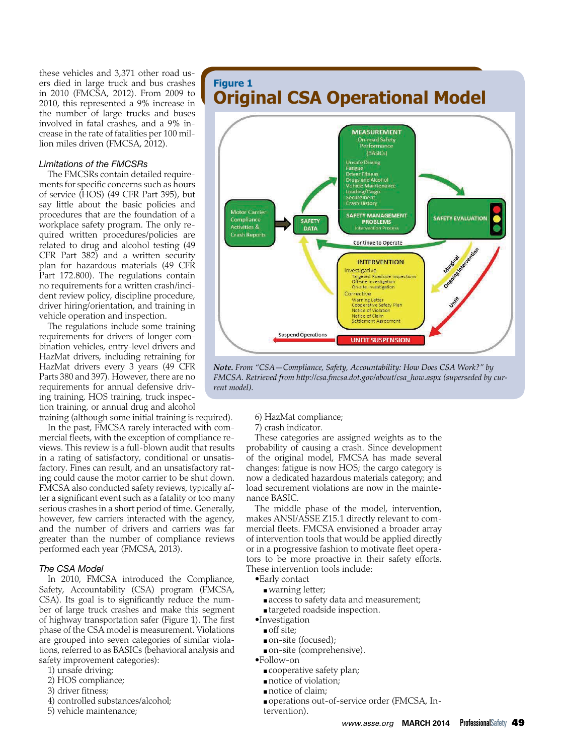these vehicles and 3,371 other road users died in large truck and bus crashes in 2010 (FMCSA, 2012). From 2009 to 2010, this represented a 9% increase in the number of large trucks and buses involved in fatal crashes, and a 9% increase in the rate of fatalities per 100 million miles driven (FMCSA, 2012).

### *Limitations of the FMCSRs*

The FMCSRs contain detailed requirements for specific concerns such as hours of service (HOS) (49 CFR Part 395), but say little about the basic policies and procedures that are the foundation of a workplace safety program. The only required written procedures/policies are related to drug and alcohol testing (49 CFR Part 382) and a written security plan for hazardous materials (49 CFR Part 172.800). The regulations contain no requirements for a written crash/incident review policy, discipline procedure, driver hiring/orientation, and training in vehicle operation and inspection.

The regulations include some training requirements for drivers of longer combination vehicles, entry-level drivers and HazMat drivers, including retraining for HazMat drivers every 3 years (49 CFR Parts 380 and 397). However, there are no requirements for annual defensive driving training, HOS training, truck inspection training, or annual drug and alcohol training (although some initial training is required).

In the past, FMCSA rarely interacted with commercial fleets, with the exception of compliance reviews. This review is a full-blown audit that results in a rating of satisfactory, conditional or unsatisfactory. Fines can result, and an unsatisfactory rating could cause the motor carrier to be shut down. FMCSA also conducted safety reviews, typically after a significant event such as a fatality or too many serious crashes in a short period of time. Generally, however, few carriers interacted with the agency, and the number of drivers and carriers was far greater than the number of compliance reviews performed each year (FMCSA, 2013).

### *The CSA Model*

In 2010, FMCSA introduced the Compliance, Safety, Accountability (CSA) program (FMCSA, CSA). Its goal is to significantly reduce the number of large truck crashes and make this segment of highway transportation safer (Figure 1). The first phase of the CSA model is measurement. Violations are grouped into seven categories of similar violations, referred to as BASICs (behavioral analysis and safety improvement categories):

1) unsafe driving;
2) HOS compliance;
3) driver fitness;
4) controlled substances/alcohol;
5) vehicle maintenance;
6) HazMat compliance;
7) crash indicator.

These categories are assigned weights as to the probability of causing a crash. Since development of the original model, FMCSA has made several changes: fatigue is now HOS; the cargo category is now a dedicated hazardous materials category; and load securement violations are now in the maintenance BASIC.

The middle phase of the model, intervention, makes ANSI/ASSE Z15.1 directly relevant to commercial fleets. FMCSA envisioned a broader array of intervention tools that would be applied directly or in a progressive fashion to motivate fleet operators to be more proactive in their safety efforts. These intervention tools include:

- Early contact
  - warning letter;
  - access to safety data and measurement;
  - targeted roadside inspection.
- Investigation
  - off site;
  - on-site (focused);
  - on-site (comprehensive).
- Follow-on
  - cooperative safety plan;
  - notice of violation;
  - notice of claim;
  - operations out-of-service order (FMCSA, Intervention).

**Figure 1**
## Original CSA Operational Model

***Note.*** *From "CSA—Compliance, Safety, Accountability: How Does CSA Work?" by FMCSA. Retrieved from http://csa.fmcsa.dot.gov/about/csa_how.aspx (superseded by current model).*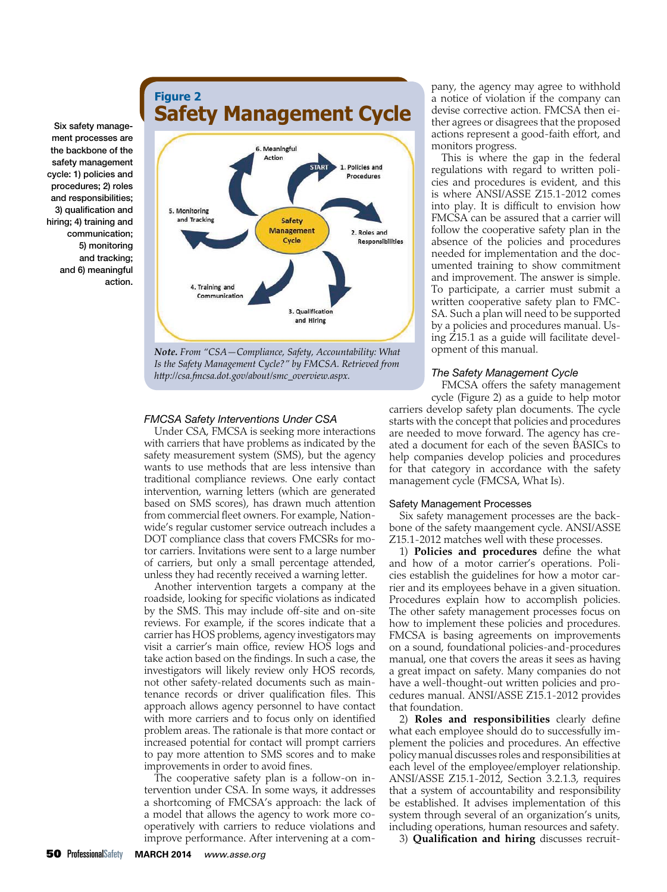Six safety management processes are the backbone of the safety management cycle: 1) policies and procedures; 2) roles and responsibilities; 3) qualification and hiring; 4) training and communication; 5) monitoring and tracking; and 6) meaningful action.

**Figure 2**
## Safety Management Cycle

Safety Management Cycle

START 1. Policies and Procedures

2. Roles and Responsibilities

3. Qualification and Hiring

4. Training and Communication

5. Monitoring and Tracking

6. Meaningful Action

*Note.* From "CSA—Compliance, Safety, Accountability: What Is the Safety Management Cycle?" by FMCSA. Retrieved from *http://csa.fmcsa.dot.gov/about/smc_overview.aspx.*

### *FMCSA Safety Interventions Under CSA*

Under CSA, FMCSA is seeking more interactions with carriers that have problems as indicated by the safety measurement system (SMS), but the agency wants to use methods that are less intensive than traditional compliance reviews. One early contact intervention, warning letters (which are generated based on SMS scores), has drawn much attention from commercial fleet owners. For example, Nationwide's regular customer service outreach includes a DOT compliance class that covers FMCSRs for motor carriers. Invitations were sent to a large number of carriers, but only a small percentage attended, unless they had recently received a warning letter.

Another intervention targets a company at the roadside, looking for specific violations as indicated by the SMS. This may include off-site and on-site reviews. For example, if the scores indicate that a carrier has HOS problems, agency investigators may visit a carrier's main office, review HOS logs and take action based on the findings. In such a case, the investigators will likely review only HOS records, not other safety-related documents such as maintenance records or driver qualification files. This approach allows agency personnel to have contact with more carriers and to focus only on identified problem areas. The rationale is that more contact or increased potential for contact will prompt carriers to pay more attention to SMS scores and to make improvements in order to avoid fines.

The cooperative safety plan is a follow-on intervention under CSA. In some ways, it addresses a shortcoming of FMCSA's approach: the lack of a model that allows the agency to work more cooperatively with carriers to reduce violations and improve performance. After intervening at a company, the agency may agree to withhold a notice of violation if the company can devise corrective action. FMCSA then either agrees or disagrees that the proposed actions represent a good-faith effort, and monitors progress.

This is where the gap in the federal regulations with regard to written policies and procedures is evident, and this is where ANSI/ASSE Z15.1-2012 comes into play. It is difficult to envision how FMCSA can be assured that a carrier will follow the cooperative safety plan in the absence of the policies and procedures needed for implementation and the documented training to show commitment and improvement. The answer is simple. To participate, a carrier must submit a written cooperative safety plan to FMCSA. Such a plan will need to be supported by a policies and procedures manual. Using Z15.1 as a guide will facilitate development of this manual.

### *The Safety Management Cycle*

FMCSA offers the safety management cycle (Figure 2) as a guide to help motor carriers develop safety plan documents. The cycle starts with the concept that policies and procedures are needed to move forward. The agency has created a document for each of the seven BASICs to help companies develop policies and procedures for that category in accordance with the safety management cycle (FMCSA, What Is).

#### Safety Management Processes

Six safety management processes are the backbone of the safety maangement cycle. ANSI/ASSE Z15.1-2012 matches well with these processes.

1) **Policies and procedures** define the what and how of a motor carrier's operations. Policies establish the guidelines for how a motor carrier and its employees behave in a given situation. Procedures explain how to accomplish policies. The other safety management processes focus on how to implement these policies and procedures. FMCSA is basing agreements on improvements on a sound, foundational policies-and-procedures manual, one that covers the areas it sees as having a great impact on safety. Many companies do not have a well-thought-out written policies and procedures manual. ANSI/ASSE Z15.1-2012 provides that foundation.

2) **Roles and responsibilities** clearly define what each employee should do to successfully implement the policies and procedures. An effective policy manual discusses roles and responsibilities at each level of the employee/employer relationship. ANSI/ASSE Z15.1-2012, Section 3.2.1.3, requires that a system of accountability and responsibility be established. It advises implementation of this system through several of an organization's units, including operations, human resources and safety.

3) **Qualification and hiring** discusses recruit-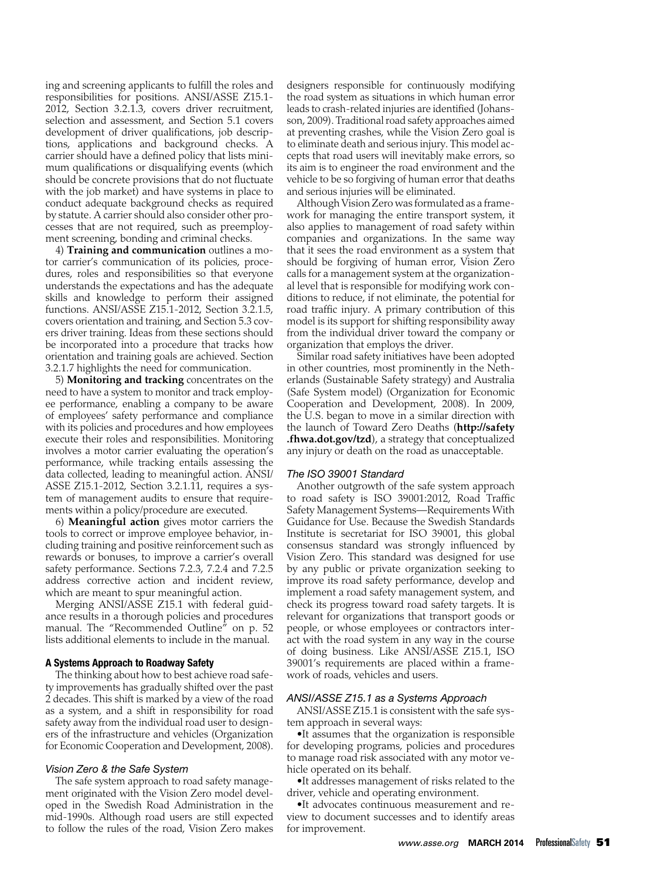ing and screening applicants to fulfill the roles and responsibilities for positions. ANSI/ASSE Z15.1-2012, Section 3.2.1.3, covers driver recruitment, selection and assessment, and Section 5.1 covers development of driver qualifications, job descriptions, applications and background checks. A carrier should have a defined policy that lists minimum qualifications or disqualifying events (which should be concrete provisions that do not fluctuate with the job market) and have systems in place to conduct adequate background checks as required by statute. A carrier should also consider other processes that are not required, such as preemployment screening, bonding and criminal checks.

4) **Training and communication** outlines a motor carrier's communication of its policies, procedures, roles and responsibilities so that everyone understands the expectations and has the adequate skills and knowledge to perform their assigned functions. ANSI/ASSE Z15.1-2012, Section 3.2.1.5, covers orientation and training, and Section 5.3 covers driver training. Ideas from these sections should be incorporated into a procedure that tracks how orientation and training goals are achieved. Section 3.2.1.7 highlights the need for communication.

5) **Monitoring and tracking** concentrates on the need to have a system to monitor and track employee performance, enabling a company to be aware of employees' safety performance and compliance with its policies and procedures and how employees execute their roles and responsibilities. Monitoring involves a motor carrier evaluating the operation's performance, while tracking entails assessing the data collected, leading to meaningful action. ANSI/ASSE Z15.1-2012, Section 3.2.1.11, requires a system of management audits to ensure that requirements within a policy/procedure are executed.

6) **Meaningful action** gives motor carriers the tools to correct or improve employee behavior, including training and positive reinforcement such as rewards or bonuses, to improve a carrier's overall safety performance. Sections 7.2.3, 7.2.4 and 7.2.5 address corrective action and incident review, which are meant to spur meaningful action.

Merging ANSI/ASSE Z15.1 with federal guidance results in a thorough policies and procedures manual. The "Recommended Outline" on p. 52 lists additional elements to include in the manual.

## A Systems Approach to Roadway Safety

The thinking about how to best achieve road safety improvements has gradually shifted over the past 2 decades. This shift is marked by a view of the road as a system, and a shift in responsibility for road safety away from the individual road user to designers of the infrastructure and vehicles (Organization for Economic Cooperation and Development, 2008).

### *Vision Zero & the Safe System*

The safe system approach to road safety management originated with the Vision Zero model developed in the Swedish Road Administration in the mid-1990s. Although road users are still expected to follow the rules of the road, Vision Zero makes designers responsible for continuously modifying the road system as situations in which human error leads to crash-related injuries are identified (Johansson, 2009). Traditional road safety approaches aimed at preventing crashes, while the Vision Zero goal is to eliminate death and serious injury. This model accepts that road users will inevitably make errors, so its aim is to engineer the road environment and the vehicle to be so forgiving of human error that deaths and serious injuries will be eliminated.

Although Vision Zero was formulated as a framework for managing the entire transport system, it also applies to management of road safety within companies and organizations. In the same way that it sees the road environment as a system that should be forgiving of human error, Vision Zero calls for a management system at the organizational level that is responsible for modifying work conditions to reduce, if not eliminate, the potential for road traffic injury. A primary contribution of this model is its support for shifting responsibility away from the individual driver toward the company or organization that employs the driver.

Similar road safety initiatives have been adopted in other countries, most prominently in the Netherlands (Sustainable Safety strategy) and Australia (Safe System model) (Organization for Economic Cooperation and Development, 2008). In 2009, the U.S. began to move in a similar direction with the launch of Toward Zero Deaths (**http://safety.fhwa.dot.gov/tzd**), a strategy that conceptualized any injury or death on the road as unacceptable.

### *The ISO 39001 Standard*

Another outgrowth of the safe system approach to road safety is ISO 39001:2012, Road Traffic Safety Management Systems—Requirements With Guidance for Use. Because the Swedish Standards Institute is secretariat for ISO 39001, this global consensus standard was strongly influenced by Vision Zero. This standard was designed for use by any public or private organization seeking to improve its road safety performance, develop and implement a road safety management system, and check its progress toward road safety targets. It is relevant for organizations that transport goods or people, or whose employees or contractors interact with the road system in any way in the course of doing business. Like ANSI/ASSE Z15.1, ISO 39001's requirements are placed within a framework of roads, vehicles and users.

### *ANSI/ASSE Z15.1 as a Systems Approach*

ANSI/ASSE Z15.1 is consistent with the safe system approach in several ways:

- It assumes that the organization is responsible for developing programs, policies and procedures to manage road risk associated with any motor vehicle operated on its behalf.
- It addresses management of risks related to the driver, vehicle and operating environment.
- It advocates continuous measurement and review to document successes and to identify areas for improvement.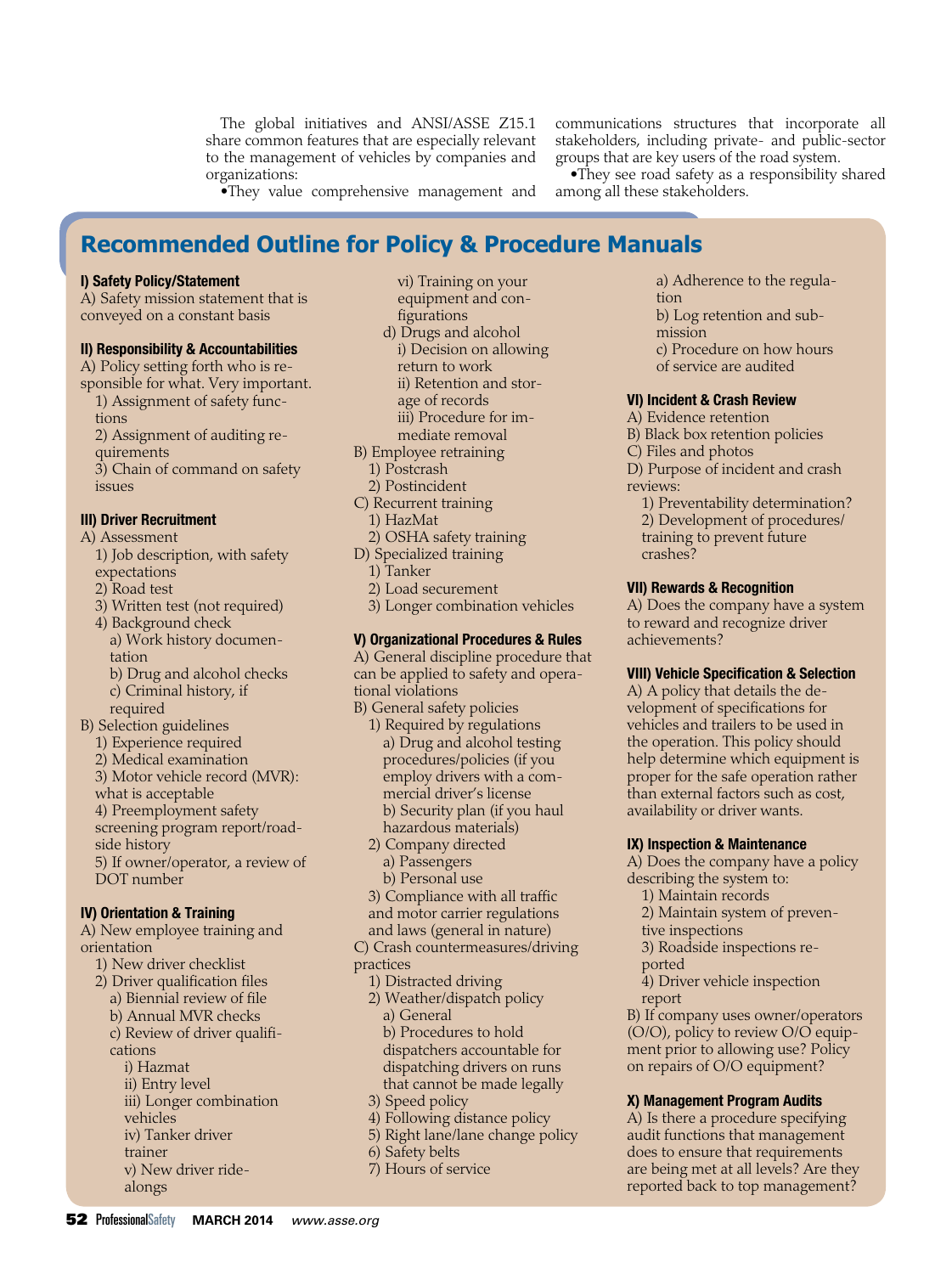The global initiatives and ANSI/ASSE Z15.1 share common features that are especially relevant to the management of vehicles by companies and organizations:

•They value comprehensive management and communications structures that incorporate all stakeholders, including private- and public-sector groups that are key users of the road system.

•They see road safety as a responsibility shared among all these stakeholders.

## Recommended Outline for Policy & Procedure Manuals

**I) Safety Policy/Statement**

A) Safety mission statement that is conveyed on a constant basis

**II) Responsibility & Accountabilities**

A) Policy setting forth who is responsible for what. Very important.
- 1) Assignment of safety functions
- 2) Assignment of auditing requirements
- 3) Chain of command on safety issues

**III) Driver Recruitment**

A) Assessment
- 1) Job description, with safety expectations
- 2) Road test
- 3) Written test (not required)
- 4) Background check
  - a) Work history documentation
  - b) Drug and alcohol checks
  - c) Criminal history, if required

B) Selection guidelines
- 1) Experience required
- 2) Medical examination
- 3) Motor vehicle record (MVR): what is acceptable
- 4) Preemployment safety screening program report/roadside history
- 5) If owner/operator, a review of DOT number

**IV) Orientation & Training**

A) New employee training and orientation
- 1) New driver checklist
- 2) Driver qualification files
  - a) Biennial review of file
  - b) Annual MVR checks
  - c) Review of driver qualifications
    - i) Hazmat
    - ii) Entry level
    - iii) Longer combination vehicles
    - iv) Tanker driver trainer
    - v) New driver ride-alongs
    - vi) Training on your equipment and configurations
  - d) Drugs and alcohol
    - i) Decision on allowing return to work
    - ii) Retention and storage of records
    - iii) Procedure for immediate removal

B) Employee retraining
- 1) Postcrash
- 2) Postincident

C) Recurrent training
- 1) HazMat
- 2) OSHA safety training

D) Specialized training
- 1) Tanker
- 2) Load securement
- 3) Longer combination vehicles

**V) Organizational Procedures & Rules**

A) General discipline procedure that can be applied to safety and operational violations

B) General safety policies
- 1) Required by regulations
  - a) Drug and alcohol testing procedures/policies (if you employ drivers with a commercial driver's license
  - b) Security plan (if you haul hazardous materials)
- 2) Company directed
  - a) Passengers
  - b) Personal use
- 3) Compliance with all traffic and motor carrier regulations and laws (general in nature)

C) Crash countermeasures/driving practices
- 1) Distracted driving
- 2) Weather/dispatch policy
  - a) General
  - b) Procedures to hold dispatchers accountable for dispatching drivers on runs that cannot be made legally
- 3) Speed policy
- 4) Following distance policy
- 5) Right lane/lane change policy
- 6) Safety belts
- 7) Hours of service
  - a) Adherence to the regulation
  - b) Log retention and submission
  - c) Procedure on how hours of service are audited

**VI) Incident & Crash Review**

A) Evidence retention

B) Black box retention policies

C) Files and photos

D) Purpose of incident and crash reviews:
- 1) Preventability determination?
- 2) Development of procedures/training to prevent future crashes?

**VII) Rewards & Recognition**

A) Does the company have a system to reward and recognize driver achievements?

**VIII) Vehicle Specification & Selection**

A) A policy that details the development of specifications for vehicles and trailers to be used in the operation. This policy should help determine which equipment is proper for the safe operation rather than external factors such as cost, availability or driver wants.

**IX) Inspection & Maintenance**

A) Does the company have a policy describing the system to:
- 1) Maintain records
- 2) Maintain system of preventive inspections
- 3) Roadside inspections reported
- 4) Driver vehicle inspection report

B) If company uses owner/operators (O/O), policy to review O/O equipment prior to allowing use? Policy on repairs of O/O equipment?

**X) Management Program Audits**

A) Is there a procedure specifying audit functions that management does to ensure that requirements are being met at all levels? Are they reported back to top management?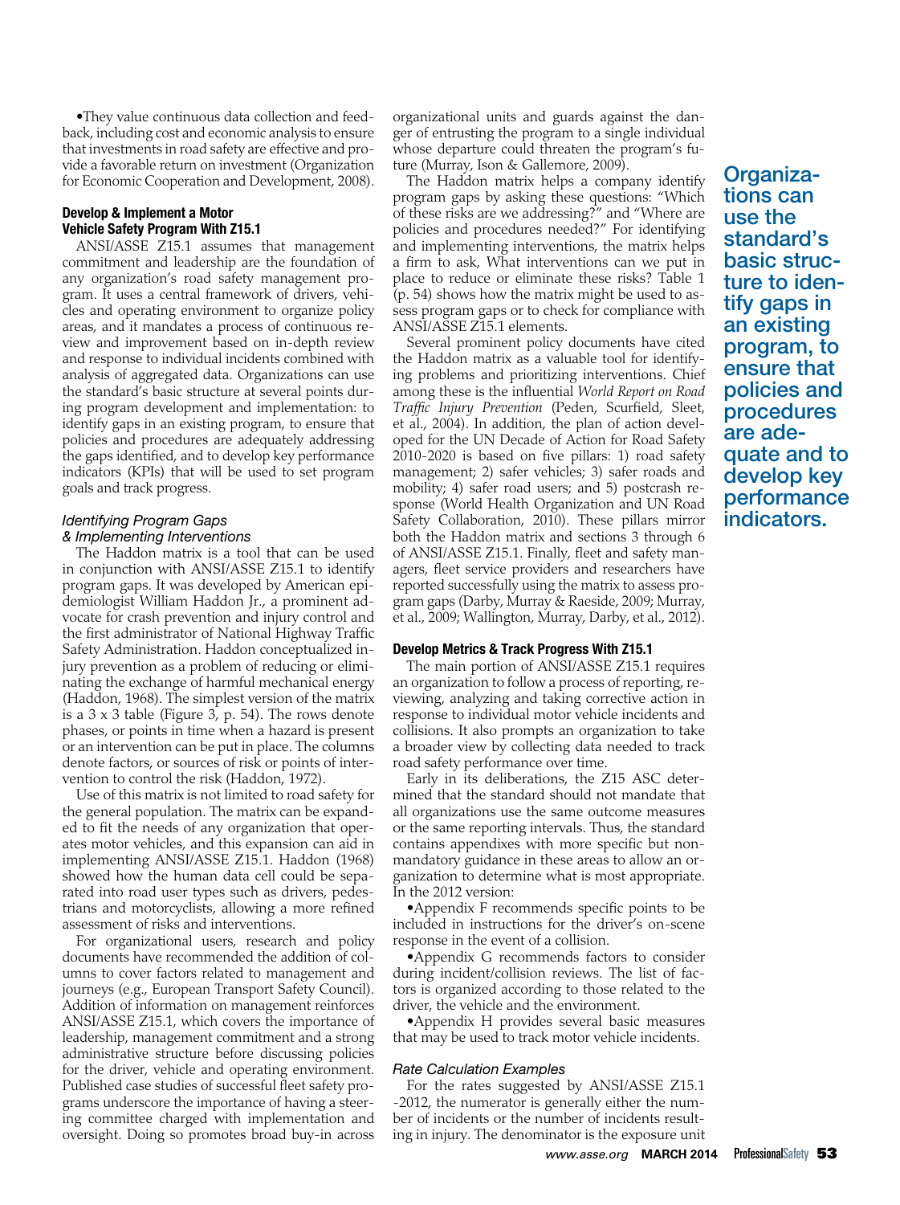•They value continuous data collection and feedback, including cost and economic analysis to ensure that investments in road safety are effective and provide a favorable return on investment (Organization for Economic Cooperation and Development, 2008).

### Develop & Implement a Motor Vehicle Safety Program With Z15.1

ANSI/ASSE Z15.1 assumes that management commitment and leadership are the foundation of any organization's road safety management program. It uses a central framework of drivers, vehicles and operating environment to organize policy areas, and it mandates a process of continuous review and improvement based on in-depth review and response to individual incidents combined with analysis of aggregated data. Organizations can use the standard's basic structure at several points during program development and implementation: to identify gaps in an existing program, to ensure that policies and procedures are adequately addressing the gaps identified, and to develop key performance indicators (KPIs) that will be used to set program goals and track progress.

#### *Identifying Program Gaps & Implementing Interventions*

The Haddon matrix is a tool that can be used in conjunction with ANSI/ASSE Z15.1 to identify program gaps. It was developed by American epidemiologist William Haddon Jr., a prominent advocate for crash prevention and injury control and the first administrator of National Highway Traffic Safety Administration. Haddon conceptualized injury prevention as a problem of reducing or eliminating the exchange of harmful mechanical energy (Haddon, 1968). The simplest version of the matrix is a 3 x 3 table (Figure 3, p. 54). The rows denote phases, or points in time when a hazard is present or an intervention can be put in place. The columns denote factors, or sources of risk or points of intervention to control the risk (Haddon, 1972).

Use of this matrix is not limited to road safety for the general population. The matrix can be expanded to fit the needs of any organization that operates motor vehicles, and this expansion can aid in implementing ANSI/ASSE Z15.1. Haddon (1968) showed how the human data cell could be separated into road user types such as drivers, pedestrians and motorcyclists, allowing a more refined assessment of risks and interventions.

For organizational users, research and policy documents have recommended the addition of columns to cover factors related to management and journeys (e.g., European Transport Safety Council). Addition of information on management reinforces ANSI/ASSE Z15.1, which covers the importance of leadership, management commitment and a strong administrative structure before discussing policies for the driver, vehicle and operating environment. Published case studies of successful fleet safety programs underscore the importance of having a steering committee charged with implementation and oversight. Doing so promotes broad buy-in across organizational units and guards against the danger of entrusting the program to a single individual whose departure could threaten the program's future (Murray, Ison & Gallemore, 2009).

The Haddon matrix helps a company identify program gaps by asking these questions: "Which of these risks are we addressing?" and "Where are policies and procedures needed?" For identifying and implementing interventions, the matrix helps a firm to ask, What interventions can we put in place to reduce or eliminate these risks? Table 1 (p. 54) shows how the matrix might be used to assess program gaps or to check for compliance with ANSI/ASSE Z15.1 elements.

Several prominent policy documents have cited the Haddon matrix as a valuable tool for identifying problems and prioritizing interventions. Chief among these is the influential *World Report on Road Traffic Injury Prevention* (Peden, Scurfield, Sleet, et al., 2004). In addition, the plan of action developed for the UN Decade of Action for Road Safety 2010-2020 is based on five pillars: 1) road safety management; 2) safer vehicles; 3) safer roads and mobility; 4) safer road users; and 5) postcrash response (World Health Organization and UN Road Safety Collaboration, 2010). These pillars mirror both the Haddon matrix and sections 3 through 6 of ANSI/ASSE Z15.1. Finally, fleet and safety managers, fleet service providers and researchers have reported successfully using the matrix to assess program gaps (Darby, Murray & Raeside, 2009; Murray, et al., 2009; Wallington, Murray, Darby, et al., 2012).

### Develop Metrics & Track Progress With Z15.1

The main portion of ANSI/ASSE Z15.1 requires an organization to follow a process of reporting, reviewing, analyzing and taking corrective action in response to individual motor vehicle incidents and collisions. It also prompts an organization to take a broader view by collecting data needed to track road safety performance over time.

Early in its deliberations, the Z15 ASC determined that the standard should not mandate that all organizations use the same outcome measures or the same reporting intervals. Thus, the standard contains appendixes with more specific but nonmandatory guidance in these areas to allow an organization to determine what is most appropriate. In the 2012 version:

•Appendix F recommends specific points to be included in instructions for the driver's on-scene response in the event of a collision.

•Appendix G recommends factors to consider during incident/collision reviews. The list of factors is organized according to those related to the driver, the vehicle and the environment.

•Appendix H provides several basic measures that may be used to track motor vehicle incidents.

#### *Rate Calculation Examples*

For the rates suggested by ANSI/ASSE Z15.1-2012, the numerator is generally either the number of incidents or the number of incidents resulting in injury. The denominator is the exposure unit

**Organizations can use the standard's basic structure to identify gaps in an existing program, to ensure that policies and procedures are adequate and to develop key performance indicators.**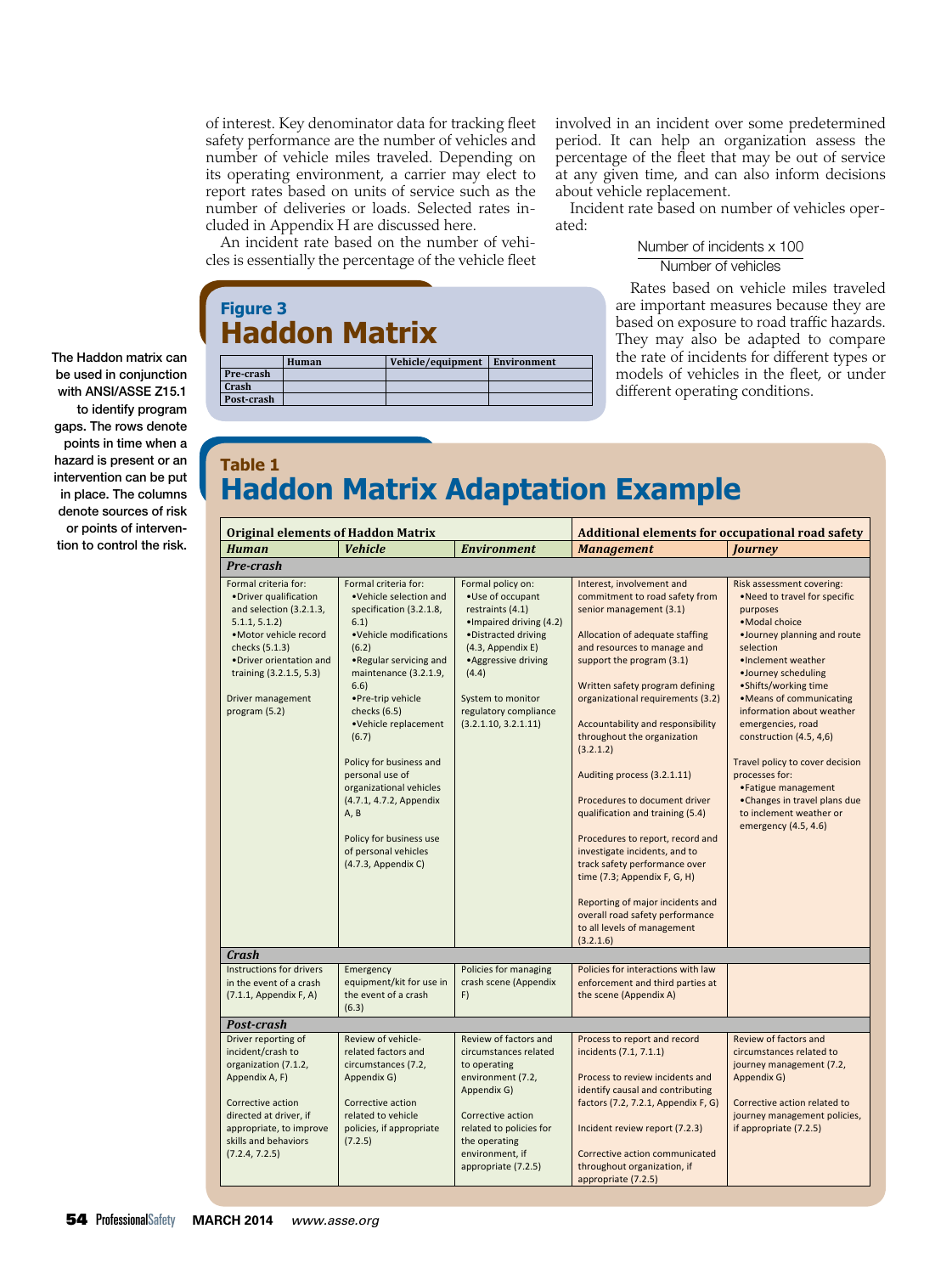of interest. Key denominator data for tracking fleet safety performance are the number of vehicles and number of vehicle miles traveled. Depending on its operating environment, a carrier may elect to report rates based on units of service such as the number of deliveries or loads. Selected rates included in Appendix H are discussed here.

An incident rate based on the number of vehicles is essentially the percentage of the vehicle fleet involved in an incident over some predetermined period. It can help an organization assess the percentage of the fleet that may be out of service at any given time, and can also inform decisions about vehicle replacement.

Incident rate based on number of vehicles operated:

$$\frac{\text{Number of incidents} \times 100}{\text{Number of vehicles}}$$

Rates based on vehicle miles traveled are important measures because they are based on exposure to road traffic hazards. They may also be adapted to compare the rate of incidents for different types or models of vehicles in the fleet, or under different operating conditions.

**Figure 3**

## Haddon Matrix

| | Human | Vehicle/equipment | Environment |
|---|---|---|---|
| Pre-crash | | | |
| Crash | | | |
| Post-crash | | | |

The Haddon matrix can be used in conjunction with ANSI/ASSE Z15.1 to identify program gaps. The rows denote points in time when a hazard is present or an intervention can be put in place. The columns denote sources of risk or points of intervention to control the risk.

**Table 1**

## Haddon Matrix Adaptation Example

| Original elements of Haddon Matrix | | | Additional elements for occupational road safety | |
|---|---|---|---|---|
| ***Human*** | ***Vehicle*** | ***Environment*** | ***Management*** | ***Journey*** |
| ***Pre-crash*** | | | | |
| Formal criteria for: •Driver qualification and selection (3.2.1.3, 5.1.1, 5.1.2) •Motor vehicle record checks (5.1.3) •Driver orientation and training (3.2.1.5, 5.3)<br><br>Driver management program (5.2) | Formal criteria for: •Vehicle selection and specification (3.2.1.8, 6.1) •Vehicle modifications (6.2) •Regular servicing and maintenance (3.2.1.9, 6.6) •Pre-trip vehicle checks (6.5) •Vehicle replacement (6.7)<br><br>Policy for business and personal use of organizational vehicles (4.7.1, 4.7.2, Appendix A, B<br><br>Policy for business use of personal vehicles (4.7.3, Appendix C) | Formal policy on: •Use of occupant restraints (4.1) •Impaired driving (4.2) •Distracted driving (4.3, Appendix E) •Aggressive driving (4.4)<br><br>System to monitor regulatory compliance (3.2.1.10, 3.2.1.11) | Interest, involvement and commitment to road safety from senior management (3.1)<br><br>Allocation of adequate staffing and resources to manage and support the program (3.1)<br><br>Written safety program defining organizational requirements (3.2)<br><br>Accountability and responsibility throughout the organization (3.2.1.2)<br><br>Auditing process (3.2.1.11)<br><br>Procedures to document driver qualification and training (5.4)<br><br>Procedures to report, record and investigate incidents, and to track safety performance over time (7.3; Appendix F, G, H)<br><br>Reporting of major incidents and overall road safety performance to all levels of management (3.2.1.6) | Risk assessment covering: •Need to travel for specific purposes •Modal choice •Journey planning and route selection •Inclement weather •Journey scheduling •Shifts/working time •Means of communicating information about weather emergencies, road construction (4.5, 4,6)<br><br>Travel policy to cover decision processes for: •Fatigue management •Changes in travel plans due to inclement weather or emergency (4.5, 4.6) |
| ***Crash*** | | | | |
| Instructions for drivers in the event of a crash (7.1.1, Appendix F, A) | Emergency equipment/kit for use in the event of a crash (6.3) | Policies for managing crash scene (Appendix F) | Policies for interactions with law enforcement and third parties at the scene (Appendix A) | |
| ***Post-crash*** | | | | |
| Driver reporting of incident/crash to organization (7.1.2, Appendix A, F)<br><br>Corrective action directed at driver, if appropriate, to improve skills and behaviors (7.2.4, 7.2.5) | Review of vehicle-related factors and circumstances (7.2, Appendix G)<br><br>Corrective action related to vehicle policies, if appropriate (7.2.5) | Review of factors and circumstances related to operating environment (7.2, Appendix G)<br><br>Corrective action related to policies for the operating environment, if appropriate (7.2.5) | Process to report and record incidents (7.1, 7.1.1)<br><br>Process to review incidents and identify causal and contributing factors (7.2, 7.2.1, Appendix F, G)<br><br>Incident review report (7.2.3)<br><br>Corrective action communicated throughout organization, if appropriate (7.2.5) | Review of factors and circumstances related to journey management (7.2, Appendix G)<br><br>Corrective action related to journey management policies, if appropriate (7.2.5) |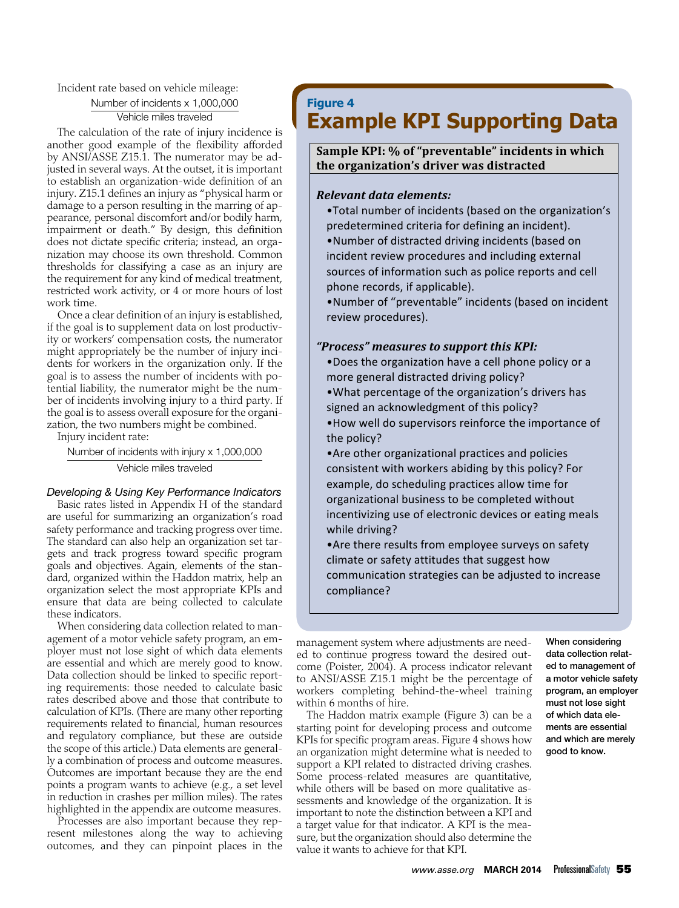Incident rate based on vehicle mileage:

$$\frac{\text{Number of incidents} \times 1{,}000{,}000}{\text{Vehicle miles traveled}}$$

The calculation of the rate of injury incidence is another good example of the flexibility afforded by ANSI/ASSE Z15.1. The numerator may be adjusted in several ways. At the outset, it is important to establish an organization-wide definition of an injury. Z15.1 defines an injury as "physical harm or damage to a person resulting in the marring of appearance, personal discomfort and/or bodily harm, impairment or death." By design, this definition does not dictate specific criteria; instead, an organization may choose its own threshold. Common thresholds for classifying a case as an injury are the requirement for any kind of medical treatment, restricted work activity, or 4 or more hours of lost work time.

Once a clear definition of an injury is established, if the goal is to supplement data on lost productivity or workers' compensation costs, the numerator might appropriately be the number of injury incidents for workers in the organization only. If the goal is to assess the number of incidents with potential liability, the numerator might be the number of incidents involving injury to a third party. If the goal is to assess overall exposure for the organization, the two numbers might be combined.

Injury incident rate:

$$\frac{\text{Number of incidents with injury} \times 1{,}000{,}000}{\text{Vehicle miles traveled}}$$

*Developing & Using Key Performance Indicators*

Basic rates listed in Appendix H of the standard are useful for summarizing an organization's road safety performance and tracking progress over time. The standard can also help an organization set targets and track progress toward specific program goals and objectives. Again, elements of the standard, organized within the Haddon matrix, help an organization select the most appropriate KPIs and ensure that data are being collected to calculate these indicators.

When considering data collection related to management of a motor vehicle safety program, an employer must not lose sight of which data elements are essential and which are merely good to know. Data collection should be linked to specific reporting requirements: those needed to calculate basic rates described above and those that contribute to calculation of KPIs. (There are many other reporting requirements related to financial, human resources and regulatory compliance, but these are outside the scope of this article.) Data elements are generally a combination of process and outcome measures. Outcomes are important because they are the end points a program wants to achieve (e.g., a set level in reduction in crashes per million miles). The rates highlighted in the appendix are outcome measures.

Processes are also important because they represent milestones along the way to achieving outcomes, and they can pinpoint places in the management system where adjustments are needed to continue progress toward the desired outcome (Poister, 2004). A process indicator relevant to ANSI/ASSE Z15.1 might be the percentage of workers completing behind-the-wheel training within 6 months of hire.

The Haddon matrix example (Figure 3) can be a starting point for developing process and outcome KPIs for specific program areas. Figure 4 shows how an organization might determine what is needed to support a KPI related to distracted driving crashes. Some process-related measures are quantitative, while others will be based on more qualitative assessments and knowledge of the organization. It is important to note the distinction between a KPI and a target value for that indicator. A KPI is the measure, but the organization should also determine the value it wants to achieve for that KPI.

**When considering data collection related to management of a motor vehicle safety program, an employer must not lose sight of which data elements are essential and which are merely good to know.**

**Figure 4**

## Example KPI Supporting Data

**Sample KPI: % of "preventable" incidents in which the organization's driver was distracted**

***Relevant data elements:***

- Total number of incidents (based on the organization's predetermined criteria for defining an incident).
- Number of distracted driving incidents (based on incident review procedures and including external sources of information such as police reports and cell phone records, if applicable).
- Number of "preventable" incidents (based on incident review procedures).

***"Process" measures to support this KPI:***

- Does the organization have a cell phone policy or a more general distracted driving policy?
- What percentage of the organization's drivers has signed an acknowledgment of this policy?
- How well do supervisors reinforce the importance of the policy?
- Are other organizational practices and policies consistent with workers abiding by this policy? For example, do scheduling practices allow time for organizational business to be completed without incentivizing use of electronic devices or eating meals while driving?
- Are there results from employee surveys on safety climate or safety attitudes that suggest how communication strategies can be adjusted to increase compliance?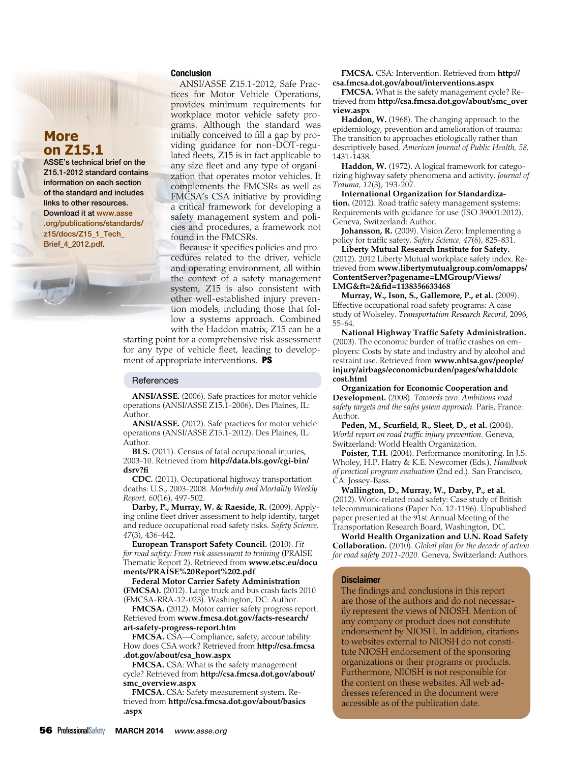### More on Z15.1

ASSE's technical brief on the Z15.1-2012 standard contains information on each section of the standard and includes links to other resources. Download it at www.asse.org/publications/standards/z15/docs/Z15_1_Tech_Brief_4_2012.pdf.

## Conclusion

ANSI/ASSE Z15.1-2012, Safe Practices for Motor Vehicle Operations, provides minimum requirements for workplace motor vehicle safety programs. Although the standard was initially conceived to fill a gap by providing guidance for non-DOT-regulated fleets, Z15 is in fact applicable to any size fleet and any type of organization that operates motor vehicles. It complements the FMCSRs as well as FMCSA's CSA initiative by providing a critical framework for developing a safety management system and policies and procedures, a framework not found in the FMCSRs.

Because it specifies policies and procedures related to the driver, vehicle and operating environment, all within the context of a safety management system, Z15 is also consistent with other well-established injury prevention models, including those that follow a systems approach. Combined with the Haddon matrix, Z15 can be a starting point for a comprehensive risk assessment for any type of vehicle fleet, leading to development of appropriate interventions. **PS**

## References

**ANSI/ASSE.** (2006). Safe practices for motor vehicle operations (ANSI/ASSE Z15.1-2006). Des Plaines, IL: Author.

**ANSI/ASSE.** (2012). Safe practices for motor vehicle operations (ANSI/ASSE Z15.1-2012). Des Plaines, IL: Author.

**BLS.** (2011). Census of fatal occupational injuries, 2003-10. Retrieved from **http://data.bls.gov/cgi-bin/dsrv?fi**

**CDC.** (2011). Occupational highway transportation deaths: U.S., 2003-2008. *Morbidity and Mortality Weekly Report, 60*(16), 497-502.

**Darby, P., Murray, W. & Raeside, R.** (2009). Applying online fleet driver assessment to help identify, target and reduce occupational road safety risks. *Safety Science, 47*(3), 436-442.

**European Transport Safety Council.** (2010). *Fit for road safety: From risk assessment to training* (PRAISE Thematic Report 2). Retrieved from **www.etsc.eu/documents/PRAISE%20Report%202.pdf**

**Federal Motor Carrier Safety Administration (FMCSA).** (2012). Large truck and bus crash facts 2010 (FMCSA-RRA-12-023). Washington, DC: Author.

**FMCSA.** (2012). Motor carrier safety progress report. Retrieved from **www.fmcsa.dot.gov/facts-research/art-safety-progress-report.htm**

**FMCSA.** CSA—Compliance, safety, accountability: How does CSA work? Retrieved from **http://csa.fmcsa.dot.gov/about/csa_how.aspx**

**FMCSA.** CSA: What is the safety management cycle? Retrieved from **http://csa.fmcsa.dot.gov/about/smc_overview.aspx**

**FMCSA.** CSA: Safety measurement system. Retrieved from **http://csa.fmcsa.dot.gov/about/basics.aspx**

**FMCSA.** CSA: Intervention. Retrieved from **http://csa.fmcsa.dot.gov/about/interventions.aspx**

**FMCSA.** What is the safety management cycle? Retrieved from **http://csa.fmcsa.dot.gov/about/smc_overview.aspx**

**Haddon, W.** (1968). The changing approach to the epidemiology, prevention and amelioration of trauma: The transition to approaches etiologically rather than descriptively based. *American Journal of Public Health, 58,* 1431-1438.

**Haddon, W.** (1972). A logical framework for categorizing highway safety phenomena and activity. *Journal of Trauma, 12*(3), 193-207.

**International Organization for Standardization.** (2012). Road traffic safety management systems: Requirements with guidance for use (ISO 39001:2012). Geneva, Switzerland: Author.

**Johansson, R.** (2009). Vision Zero: Implementing a policy for traffic safety. *Safety Science, 47*(6), 825-831.

**Liberty Mutual Research Institute for Safety.** (2012). 2012 Liberty Mutual workplace safety index. Retrieved from **www.libertymutualgroup.com/omapps/ContentServer?pagename=LMGroup/Views/LMG&ft=2&fid=1138356633468**

**Murray, W., Ison, S., Gallemore, P., et al.** (2009). Effective occupational road safety programs: A case study of Wolseley. *Transportation Research Record,* 2096, 55-64.

**National Highway Traffic Safety Administration.** (2003). The economic burden of traffic crashes on employers: Costs by state and industry and by alcohol and restraint use. Retrieved from **www.nhtsa.gov/people/injury/airbags/economicburden/pages/whatddotc cost.html**

**Organization for Economic Cooperation and Development.** (2008). *Towards zero: Ambitious road safety targets and the safes ystem approach.* Paris, France: Author.

**Peden, M., Scurfield, R., Sleet, D., et al.** (2004). *World report on road traffic injury prevention.* Geneva, Switzerland: World Health Organization.

**Poister, T.H.** (2004). Performance monitoring. In J.S. Wholey, H.P. Hatry & K.E. Newcomer (Eds.), *Handbook of practical program evaluation* (2nd ed.). San Francisco, CA: Jossey-Bass.

**Wallington, D., Murray, W., Darby, P., et al.** (2012). Work-related road safety: Case study of British telecommunications (Paper No. 12-1196). Unpublished paper presented at the 91st Annual Meeting of the Transportation Research Board, Washington, DC.

**World Health Organization and U.N. Road Safety Collaboration.** (2010). *Global plan for the decade of action for road safety 2011-2020.* Geneva, Switzerland: Authors.

### Disclaimer

The findings and conclusions in this report are those of the authors and do not necessarily represent the views of NIOSH. Mention of any company or product does not constitute endorsement by NIOSH. In addition, citations to websites external to NIOSH do not constitute NIOSH endorsement of the sponsoring organizations or their programs or products. Furthermore, NIOSH is not responsible for the content on these websites. All web addresses referenced in the document were accessible as of the publication date.